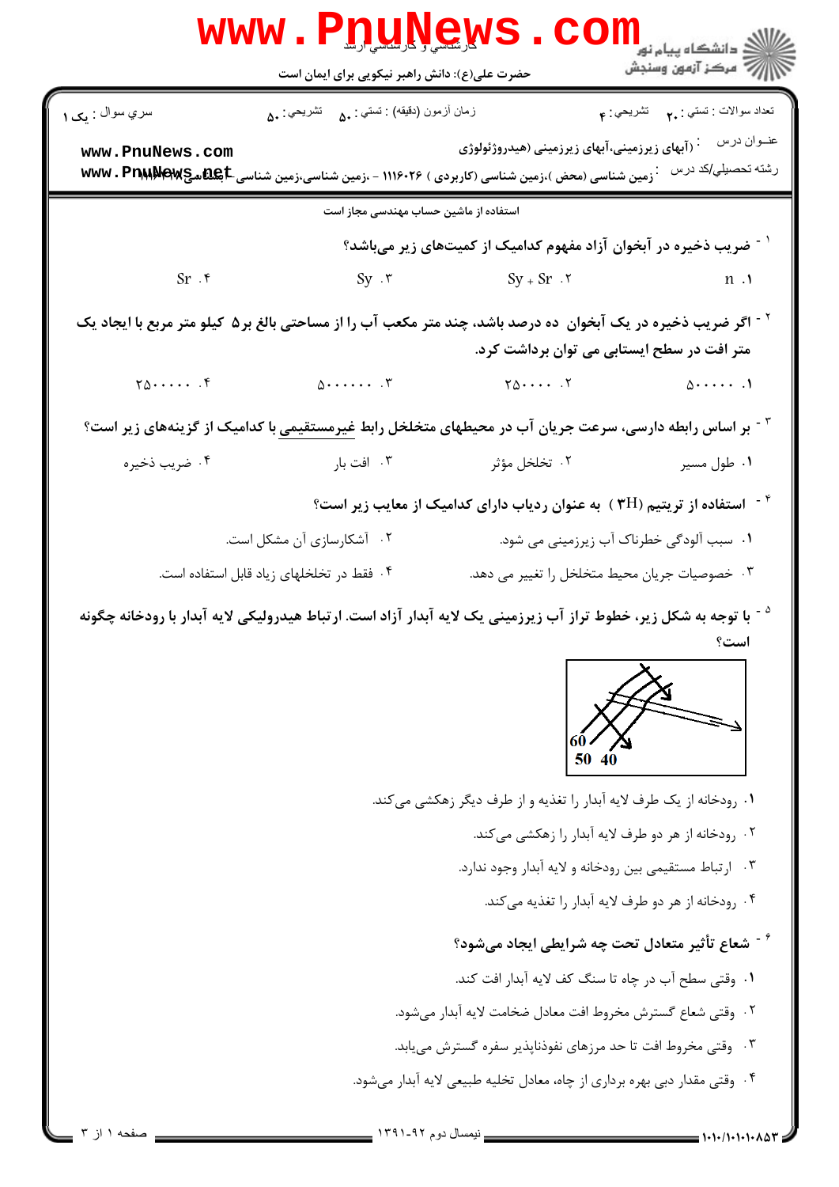کارشناسی و کارشناسی ارشد

حضرت علی(ع): دانش راهبر نیکویی برای ایمان است

دانشگاه پیام نور
مرکز آزمون وسنجش

| سری سوال : یک ۱ | زمان آزمون (دقیقه) : تستی : ۵۰ تشریحی : ۵۰ | تعداد سوالات : تستی : ۲۰ تشریحی : ۴ |
|---|---|---|

عنوان درس : (آبهای زیرزمینی،آبهای زیرزمینی (هیدروژئولوژی)

رشته تحصیلی/کد درس : زمین شناسی (محض )،زمین شناسی (کاربردی ) ۱۱۱۶۰۲۶ - ،زمین شناسی،زمین شناسی (کاربردی)۱۱۱۶۱۴۸

استفاده از ماشین حساب مهندسی مجاز است

۱- ضریب ذخیره در آبخوان آزاد مفهوم کدامیک از کمیت‌های زیر می‌باشد؟

۱. n    ۲. Sy + Sr    ۳. Sy    ۴. Sr

۲- اگر ضریب ذخیره در یک آبخوان ده درصد باشد، چند متر مکعب آب را از مساحتی بالغ بر۵ کیلو متر مربع با ایجاد یک متر افت در سطح ایستابی می توان برداشت کرد.

۱. ۵۰۰۰۰۰    ۲. ۲۵۰۰۰۰    ۳. ۵۰۰۰۰۰۰    ۴. ۲۵۰۰۰۰۰

۳- بر اساس رابطه دارسی، سرعت جریان آب در محیطهای متخلخل رابط غیرمستقیمی با کدامیک از گزینه‌های زیر است؟

۱. طول مسیر    ۲. تخلخل مؤثر    ۳. افت بار    ۴. ضریب ذخیره

۴- استفاده از تریتیم (3H) به عنوان ردیاب دارای کدامیک از معایب زیر است؟

۱. سبب آلودگی خطرناک آب زیرزمینی می شود.

۲. آشکارسازی آن مشکل است.

۳. خصوصیات جریان محیط متخلخل را تغییر می دهد.

۴. فقط در تخلخلهای زیاد قابل استفاده است.

۵- با توجه به شکل زیر، خطوط تراز آب زیرزمینی یک لایه آبدار آزاد است. ارتباط هیدرولیکی لایه آبدار با رودخانه چگونه است؟

60
50 40

۱. رودخانه از یک طرف لایه آبدار را تغذیه و از طرف دیگر زهکشی می‌کند.

۲. رودخانه از هر دو طرف لایه آبدار را زهکشی می‌کند.

۳. ارتباط مستقیمی بین رودخانه و لایه آبدار وجود ندارد.

۴. رودخانه از هر دو طرف لایه آبدار را تغذیه می‌کند.

۶- شعاع تأثیر متعادل تحت چه شرایطی ایجاد می‌شود؟

۱. وقتی سطح آب در چاه تا سنگ کف لایه آبدار افت کند.

۲. وقتی شعاع گسترش مخروط افت معادل ضخامت لایه آبدار می‌شود.

۳. وقتی مخروط افت تا حد مرزهای نفوذناپذیر سفره گسترش می‌یابد.

۴. وقتی مقدار دبی بهره برداری از چاه، معادل تخلیه طبیعی لایه آبدار می‌شود.

نیمسال دوم ۹۲-۱۳۹۱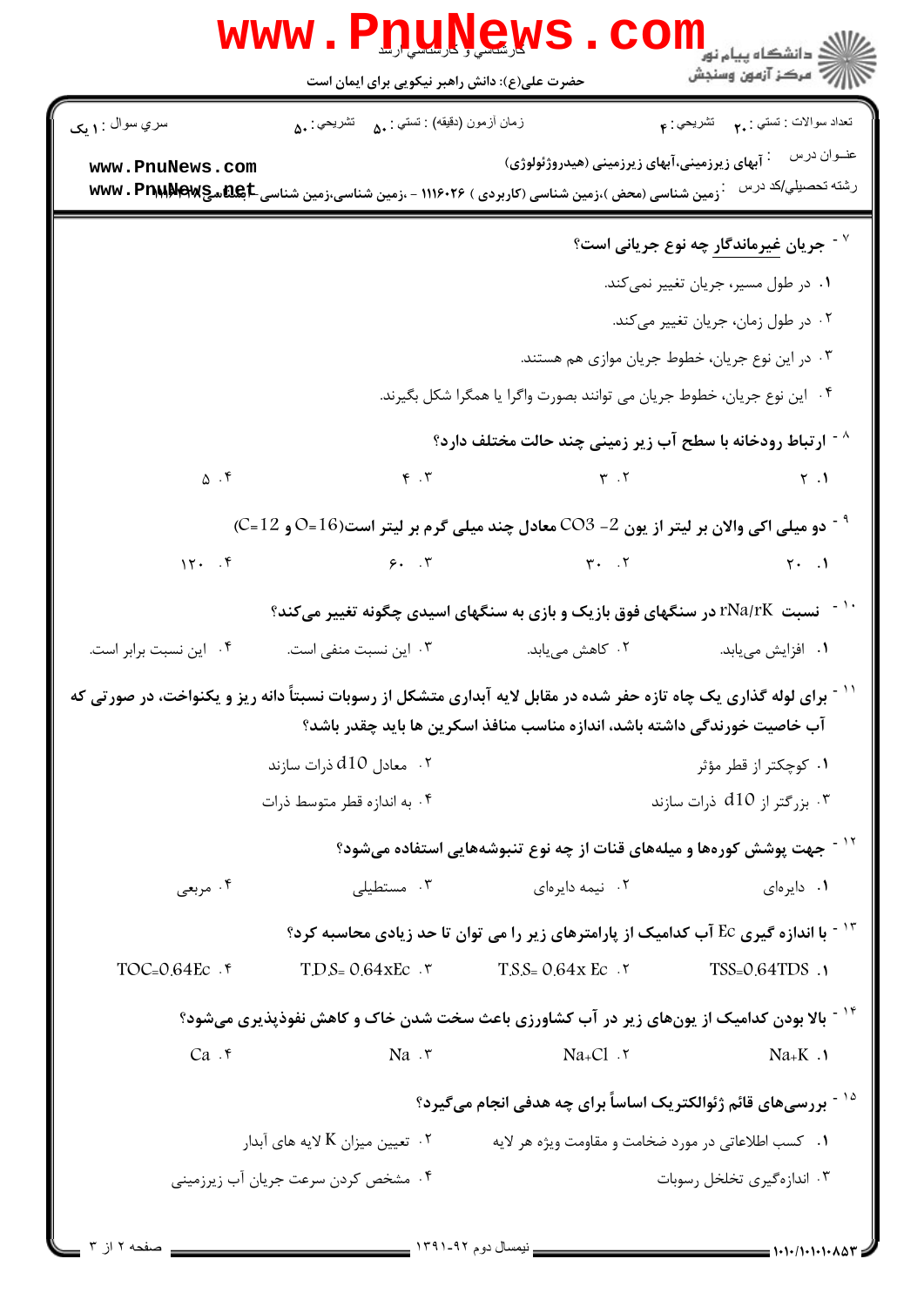۷- جریان <u>غیرماندگار</u> چه نوع جریانی است؟

۱. در طول مسیر، جریان تغییر نمی‌کند.

۲. در طول زمان، جریان تغییر می‌کند.

۳. در این نوع جریان، خطوط جریان موازی هم هستند.

۴. این نوع جریان، خطوط جریان می توانند بصورت واگرا یا همگرا شکل بگیرند.

۸- ارتباط رودخانه با سطح آب زیر زمینی چند حالت مختلف دارد؟

۱. ۲ &nbsp;&nbsp; ۲. ۳ &nbsp;&nbsp; ۳. ۴ &nbsp;&nbsp; ۴. ۵

۹- دو میلی اکی والان بر لیتر از یون $CO_3^{2-}$ معادل چند میلی گرم بر لیتر است($O=16$ و $C=12$)

۱. ۲۰ &nbsp;&nbsp; ۲. ۳۰ &nbsp;&nbsp; ۳. ۶۰ &nbsp;&nbsp; ۴. ۱۲۰

۱۰- نسبت $rNa/rK$ در سنگهای فوق بازیک و بازی به سنگهای اسیدی چگونه تغییر می‌کند؟

۱. افزایش می‌یابد. &nbsp;&nbsp; ۲. کاهش می‌یابد. &nbsp;&nbsp; ۳. این نسبت منفی است. &nbsp;&nbsp; ۴. این نسبت برابر است.

۱۱- برای لوله گذاری یک چاه تازه حفر شده در مقابل لایه آبداری متشکل از رسوبات نسبتاً دانه ریز و یکنواخت، در صورتی که آب خاصیت خورندگی داشته باشد، اندازه مناسب منافذ اسکرین ها باید چقدر باشد؟

۱. کوچکتر از قطر مؤثر

۲. معادل $d10$ ذرات سازند

۳. بزرگتر از $d10$ ذرات سازند

۴. به اندازه قطر متوسط ذرات

۱۲- جهت پوشش کوره‌ها و میله‌های قنات از چه نوع تنبوشه‌هایی استفاده می‌شود؟

۱. دایره‌ای &nbsp;&nbsp; ۲. نیمه دایره‌ای &nbsp;&nbsp; ۳. مستطیلی &nbsp;&nbsp; ۴. مربعی

۱۳- با اندازه گیری $Ec$ آب کدامیک از پارامترهای زیر را می توان تا حد زیادی محاسبه کرد؟

۱. $TSS=0.64TDS$ &nbsp;&nbsp; ۲. $T.S.S=0.64\times Ec$ &nbsp;&nbsp; ۳. $T.D.S=0.64\times Ec$ &nbsp;&nbsp; ۴. $TOC=0.64Ec$

۱۴- بالا بودن کدامیک از یون‌های زیر در آب کشاورزی باعث سخت شدن خاک و کاهش نفوذپذیری می‌شود؟

۱. $Na+K$ &nbsp;&nbsp; ۲. $Na+Cl$ &nbsp;&nbsp; ۳. $Na$ &nbsp;&nbsp; ۴. $Ca$

۱۵- بررسی‌های قائم ژئوالکتریک اساساً برای چه هدفی انجام می‌گیرد؟

۱. کسب اطلاعاتی در مورد ضخامت و مقاومت ویژه هر لایه

۲. تعیین میزان $K$ لایه های آبدار

۳. اندازه‌گیری تخلخل رسوبات

۴. مشخص کردن سرعت جریان آب زیرزمینی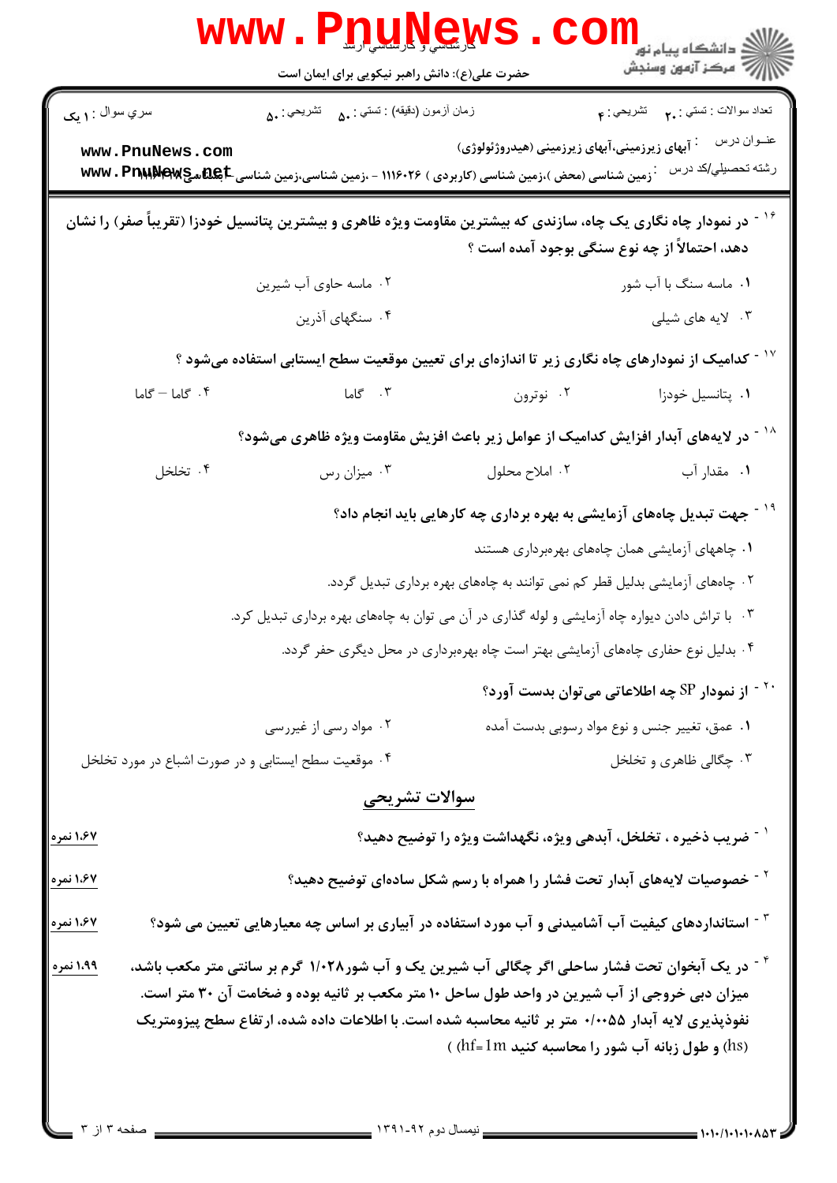تعداد سوالات : تستی : ۲۰ تشریحی : ۴
زمان آزمون (دقیقه) : تستی : ۵۰ تشریحی : ۵۰
سري سوال : ۱ يک

عنوان درس : آبهای زیرزمینی،آبهای زیرزمینی (هیدروژئولوژی)

رشته تحصیلی/کد درس : زمین شناسی (محض )،زمین شناسی (کاربردی ) ۱۱۱۶۰۲۶ - ،زمین شناسی،زمین شناسی (کاربردی) ۱۱۱۶۰۲۶

۱۶ - در نمودار چاه نگاری یک چاه، سازندی که بیشترین مقاومت ویژه ظاهری و بیشترین پتانسیل خودزا (تقریباً صفر) را نشان دهد، احتمالاً از چه نوع سنگی بوجود آمده است ؟

۱. ماسه سنگ با آب شور
۲. ماسه حاوی آب شیرین
۳. لایه های شیلی
۴. سنگهای آذرین

۱۷ - کدامیک از نمودارهای چاه نگاری زیر تا اندازه‌ای برای تعیین موقعیت سطح ایستابی استفاده می‌شود ؟

۱. پتانسیل خودزا
۲. نوترون
۳. گاما
۴. گاما – گاما

۱۸ - در لایه‌های آبدار افزایش کدامیک از عوامل زیر باعث افزیش مقاومت ویژه ظاهری می‌شود؟

۱. مقدار آب
۲. املاح محلول
۳. میزان رس
۴. تخلخل

۱۹ - جهت تبدیل چاههای آزمایشی به بهره برداری چه کارهایی باید انجام داد؟

۱. چاههای آزمایشی همان چاههای بهره‌برداری هستند
۲. چاههای آزمایشی بدلیل قطر کم نمی توانند به چاههای بهره برداری تبدیل گردد.
۳. با تراش دادن دیواره چاه آزمایشی و لوله گذاری در آن می توان به چاههای بهره برداری تبدیل کرد.
۴. بدلیل نوع حفاری چاههای آزمایشی بهتر است چاه بهره‌برداری در محل دیگری حفر گردد.

۲۰ - از نمودار SP چه اطلاعاتی می‌توان بدست آورد؟

۱. عمق، تغییر جنس و نوع مواد رسوبی بدست آمده
۲. مواد رسی از غیررسی
۳. چگالی ظاهری و تخلخل
۴. موقعیت سطح ایستابی و در صورت اشباع در مورد تخلخل

## سوالات تشریحی

۱ - ضریب ذخیره ، تخلخل، آبدهی ویژه، نگهداشت ویژه را توضیح دهید؟ (۱،۶۷ نمره)

۲ - خصوصیات لایه‌های آبدار تحت فشار را همراه با رسم شکل ساده‌ای توضیح دهید؟ (۱،۶۷ نمره)

۳ - استانداردهای کیفیت آب آشامیدنی و آب مورد استفاده در آبیاری بر اساس چه معیارهایی تعیین می شود؟ (۱،۶۷ نمره)

۴ - در یک آبخوان تحت فشار ساحلی اگر چگالی آب شیرین یک و آب شور۱/۰۲۸ گرم بر سانتی متر مکعب باشد، میزان دبی خروجی از آب شیرین در واحد طول ساحل ۱۰ متر مکعب بر ثانیه بوده و ضخامت آن ۳۰ متر است. نفوذپذیری لایه آبدار ۰/۰۰۵۵ متر بر ثانیه محاسبه شده است. با اطلاعات داده شده، ارتفاع سطح پیزومتریک ($h_s$) و طول زبانه آب شور را محاسبه کنید ($h_f$=1m ) (۱،۹۹ نمره)